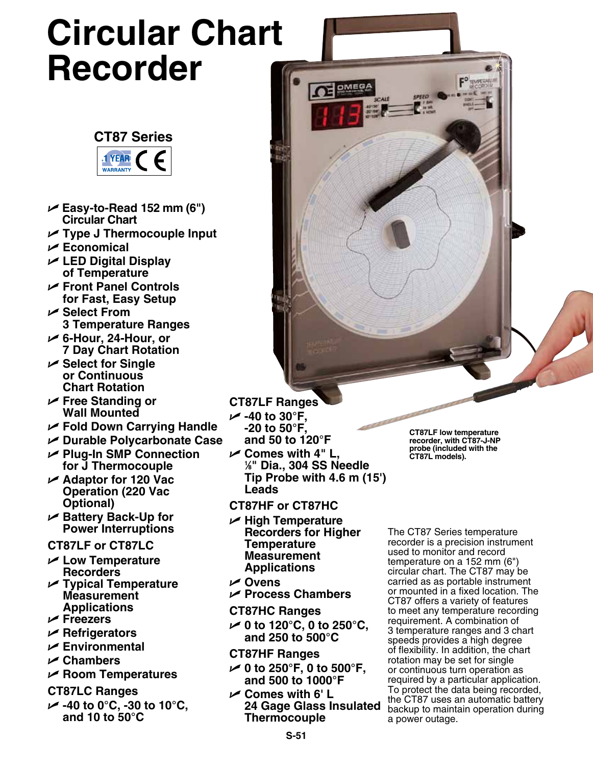# Circular Chart Recorder

## CT87 Series

1 YEAR WARRANTY CE

- Easy-to-Read 152 mm (6") Circular Chart
- Type J Thermocouple Input
- Economical
- LED Digital Display of Temperature
- Front Panel Controls for Fast, Easy Setup
- Select From 3 Temperature Ranges
- 6-Hour, 24-Hour, or 7 Day Chart Rotation
- Select for Single or Continuous Chart Rotation
- Free Standing or Wall Mounted
- Fold Down Carrying Handle
- Durable Polycarbonate Case
- Plug-In SMP Connection for J Thermocouple
- Adaptor for 120 Vac Operation (220 Vac Optional)
- Battery Back-Up for Power Interruptions

### CT87LF or CT87LC

- Low Temperature Recorders
- Typical Temperature Measurement Applications
- Freezers
- Refrigerators
- Environmental
- Chambers
- Room Temperatures

### CT87LC Ranges

- -40 to 0°C, -30 to 10°C, and 10 to 50°C

### CT87LF Ranges

- -40 to 30°F, -20 to 50°F, and 50 to 120°F
- Comes with 4" L, ⅛" Dia., 304 SS Needle Tip Probe with 4.6 m (15') Leads

### CT87HF or CT87HC

- High Temperature Recorders for Higher Temperature Measurement Applications
- Ovens
- Process Chambers

### CT87HC Ranges

- 0 to 120°C, 0 to 250°C, and 250 to 500°C

### CT87HF Ranges

- 0 to 250°F, 0 to 500°F, and 500 to 1000°F
- Comes with 6' L 24 Gage Glass Insulated Thermocouple

**CT87LF low temperature recorder, with CT87-J-NP probe (included with the CT87L models).**

The CT87 Series temperature recorder is a precision instrument used to monitor and record temperature on a 152 mm (6") circular chart. The CT87 may be carried as as portable instrument or mounted in a fixed location. The CT87 offers a variety of features to meet any temperature recording requirement. A combination of 3 temperature ranges and 3 chart speeds provides a high degree of flexibility. In addition, the chart rotation may be set for single or continuous turn operation as required by a particular application. To protect the data being recorded, the CT87 uses an automatic battery backup to maintain operation during a power outage.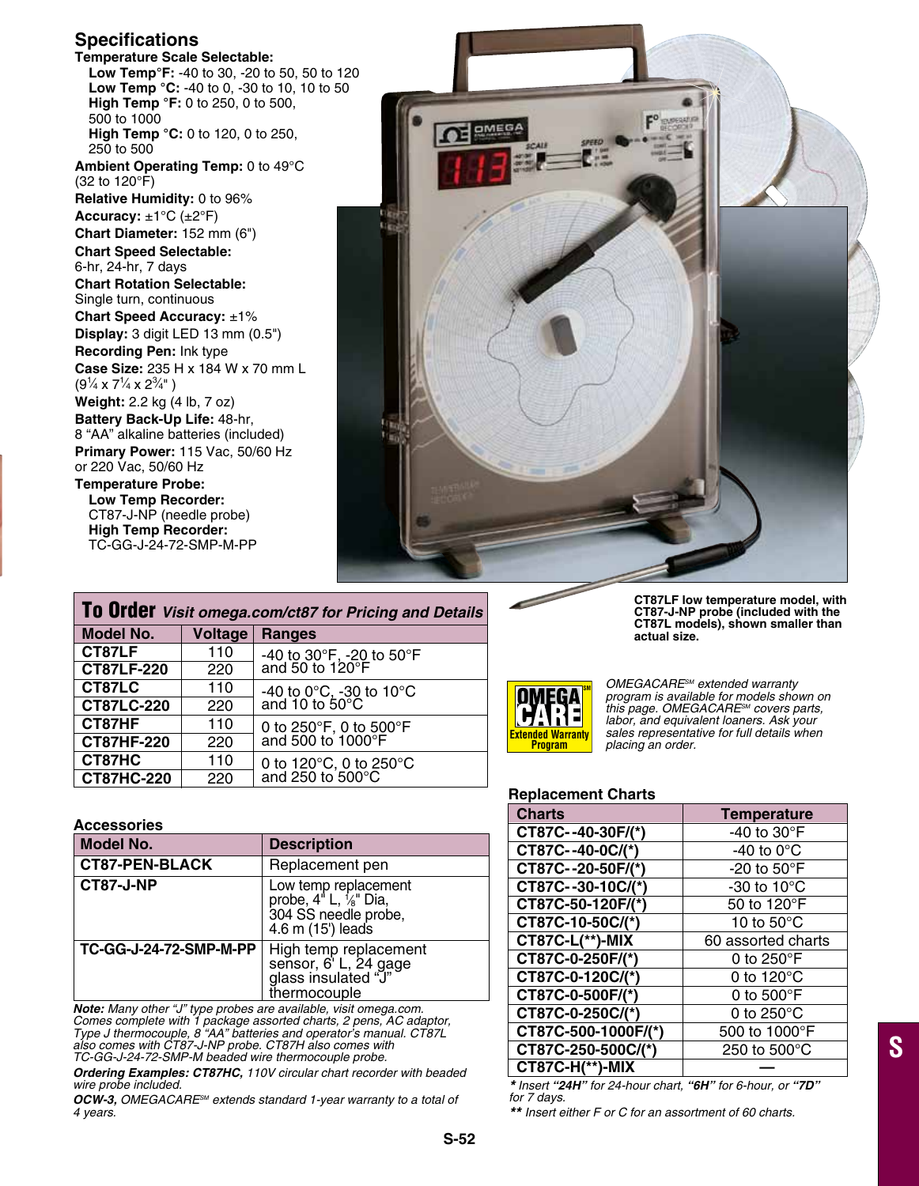## Specifications

**Temperature Scale Selectable:**

- **Low Temp°F:** -40 to 30, -20 to 50, 50 to 120
- **Low Temp °C:** -40 to 0, -30 to 10, 10 to 50
- **High Temp °F:** 0 to 250, 0 to 500, 500 to 1000
- **High Temp °C:** 0 to 120, 0 to 250, 250 to 500

**Ambient Operating Temp:** 0 to 49°C (32 to 120°F)

**Relative Humidity:** 0 to 96%

**Accuracy:** ±1°C (±2°F)

**Chart Diameter:** 152 mm (6")

**Chart Speed Selectable:** 6-hr, 24-hr, 7 days

**Chart Rotation Selectable:** Single turn, continuous

**Chart Speed Accuracy:** ±1%

**Display:** 3 digit LED 13 mm (0.5")

**Recording Pen:** Ink type

**Case Size:** 235 H x 184 W x 70 mm L (9¼ x 7¼ x 2¾")

**Weight:** 2.2 kg (4 lb, 7 oz)

**Battery Back-Up Life:** 48-hr, 8 "AA" alkaline batteries (included)

**Primary Power:** 115 Vac, 50/60 Hz or 220 Vac, 50/60 Hz

**Temperature Probe:**

- **Low Temp Recorder:** CT87-J-NP (needle probe)
- **High Temp Recorder:** TC-GG-J-24-72-SMP-M-PP

**CT87LF low temperature model, with CT87-J-NP probe (included with the CT87L models), shown smaller than actual size.**

## To Order *Visit omega.com/ct87 for Pricing and Details*

| Model No. | Voltage | Ranges |
|---|---|---|
| CT87LF | 110 | -40 to 30°F, -20 to 50°F and 50 to 120°F |
| CT87LF-220 | 220 | |
| CT87LC | 110 | -40 to 0°C, -30 to 10°C and 10 to 50°C |
| CT87LC-220 | 220 | |
| CT87HF | 110 | 0 to 250°F, 0 to 500°F and 500 to 1000°F |
| CT87HF-220 | 220 | |
| CT87HC | 110 | 0 to 120°C, 0 to 250°C and 250 to 500°C |
| CT87HC-220 | 220 | |

OMEGACARE Extended Warranty Program

*OMEGACARE℠ extended warranty program is available for models shown on this page. OMEGACARE℠ covers parts, labor, and equivalent loaners. Ask your sales representative for full details when placing an order.*

### Accessories

| Model No. | Description |
|---|---|
| CT87-PEN-BLACK | Replacement pen |
| CT87-J-NP | Low temp replacement probe, 4" L, ⅛" Dia, 304 SS needle probe, 4.6 m (15') leads |
| TC-GG-J-24-72-SMP-M-PP | High temp replacement sensor, 6' L, 24 gage glass insulated "J" thermocouple |

***Note:*** *Many other "J" type probes are available, visit omega.com. Comes complete with 1 package assorted charts, 2 pens, AC adaptor, Type J thermocouple, 8 "AA" batteries and operator's manual. CT87L also comes with CT87-J-NP probe. CT87H also comes with TC-GG-J-24-72-SMP-M beaded wire thermocouple probe.*

***Ordering Examples: CT87HC,*** *110V circular chart recorder with beaded wire probe included.*

***OCW-3,*** *OMEGACARE℠ extends standard 1-year warranty to a total of 4 years.*

### Replacement Charts

| Charts | Temperature |
|---|---|
| CT87C--40-30F/(*) | -40 to 30°F |
| CT87C--40-0C/(*) | -40 to 0°C |
| CT87C--20-50F/(*) | -20 to 50°F |
| CT87C--30-10C/(*) | -30 to 10°C |
| CT87C-50-120F/(*) | 50 to 120°F |
| CT87C-10-50C/(*) | 10 to 50°C |
| CT87C-L(**)-MIX | 60 assorted charts |
| CT87C-0-250F/(*) | 0 to 250°F |
| CT87C-0-120C/(*) | 0 to 120°C |
| CT87C-0-500F/(*) | 0 to 500°F |
| CT87C-0-250C/(*) | 0 to 250°C |
| CT87C-500-1000F/(*) | 500 to 1000°F |
| CT87C-250-500C/(*) | 250 to 500°C |
| CT87C-H(**)-MIX | — |

*** *Insert* **"24H"** *for 24-hour chart,* **"6H"** *for 6-hour, or* **"7D"** *for 7 days.*

***** *Insert either F or C for an assortment of 60 charts.*